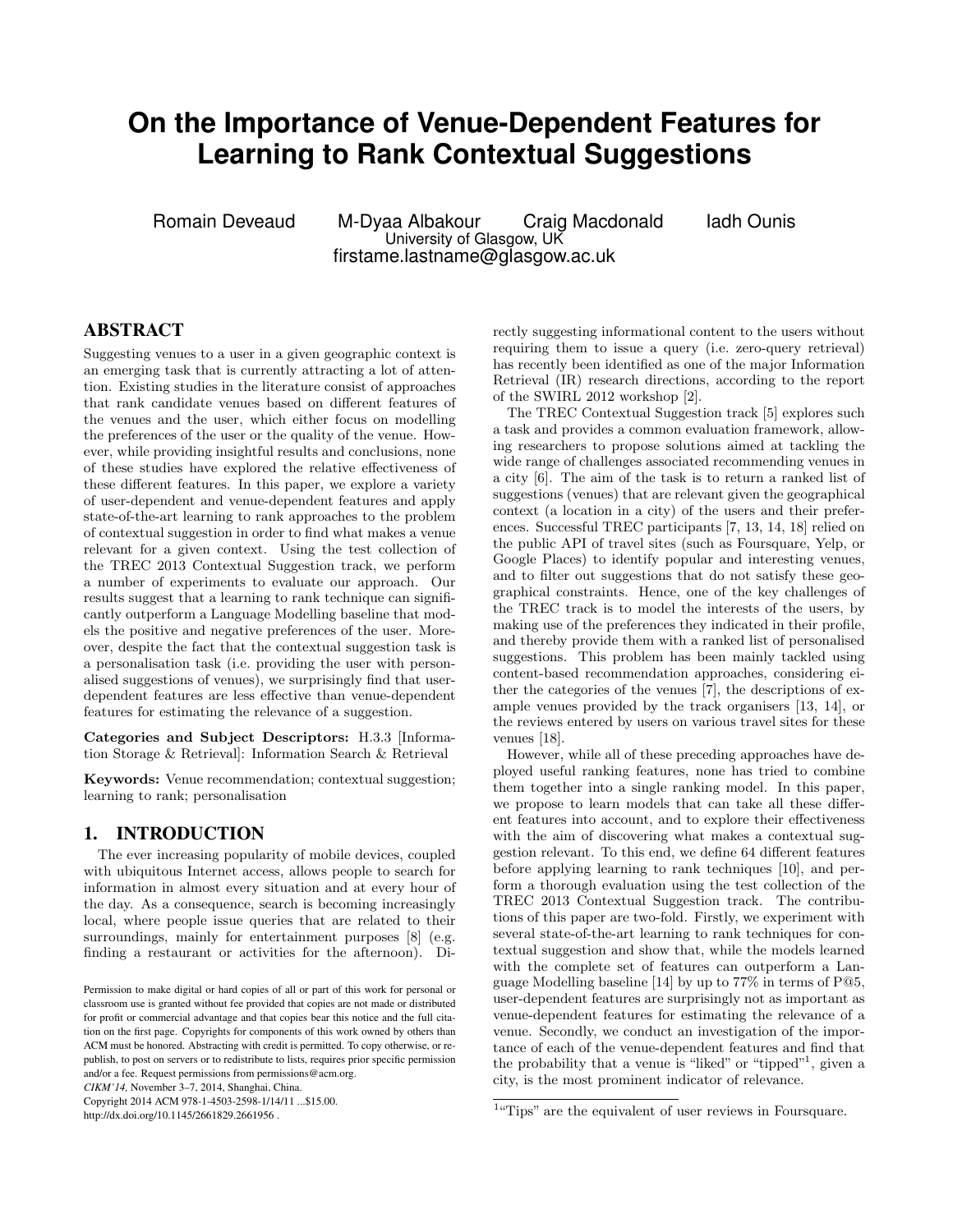# On the Importance of Venue-Dependent Features for Learning to Rank Contextual Suggestions

Romain Deveaud   M-Dyaa Albakour   Craig Macdonald   Iadh Ounis
University of Glasgow, UK
firstame.lastname@glasgow.ac.uk

## ABSTRACT

Suggesting venues to a user in a given geographic context is an emerging task that is currently attracting a lot of attention. Existing studies in the literature consist of approaches that rank candidate venues based on different features of the venues and the user, which either focus on modelling the preferences of the user or the quality of the venue. However, while providing insightful results and conclusions, none of these studies have explored the relative effectiveness of these different features. In this paper, we explore a variety of user-dependent and venue-dependent features and apply state-of-the-art learning to rank approaches to the problem of contextual suggestion in order to find what makes a venue relevant for a given context. Using the test collection of the TREC 2013 Contextual Suggestion track, we perform a number of experiments to evaluate our approach. Our results suggest that a learning to rank technique can significantly outperform a Language Modelling baseline that models the positive and negative preferences of the user. Moreover, despite the fact that the contextual suggestion task is a personalisation task (i.e. providing the user with personalised suggestions of venues), we surprisingly find that user-dependent features are less effective than venue-dependent features for estimating the relevance of a suggestion.

**Categories and Subject Descriptors:** H.3.3 [Information Storage & Retrieval]: Information Search & Retrieval

**Keywords:** Venue recommendation; contextual suggestion; learning to rank; personalisation

## 1. INTRODUCTION

The ever increasing popularity of mobile devices, coupled with ubiquitous Internet access, allows people to search for information in almost every situation and at every hour of the day. As a consequence, search is becoming increasingly local, where people issue queries that are related to their surroundings, mainly for entertainment purposes [8] (e.g. finding a restaurant or activities for the afternoon). Directly suggesting informational content to the users without requiring them to issue a query (i.e. zero-query retrieval) has recently been identified as one of the major Information Retrieval (IR) research directions, according to the report of the SWIRL 2012 workshop [2].

The TREC Contextual Suggestion track [5] explores such a task and provides a common evaluation framework, allowing researchers to propose solutions aimed at tackling the wide range of challenges associated recommending venues in a city [6]. The aim of the task is to return a ranked list of suggestions (venues) that are relevant given the geographical context (a location in a city) of the users and their preferences. Successful TREC participants [7, 13, 14, 18] relied on the public API of travel sites (such as Foursquare, Yelp, or Google Places) to identify popular and interesting venues, and to filter out suggestions that do not satisfy these geographical constraints. Hence, one of the key challenges of the TREC track is to model the interests of the users, by making use of the preferences they indicated in their profile, and thereby provide them with a ranked list of personalised suggestions. This problem has been mainly tackled using content-based recommendation approaches, considering either the categories of the venues [7], the descriptions of example venues provided by the track organisers [13, 14], or the reviews entered by users on various travel sites for these venues [18].

However, while all of these preceding approaches have deployed useful ranking features, none has tried to combine them together into a single ranking model. In this paper, we propose to learn models that can take all these different features into account, and to explore their effectiveness with the aim of discovering what makes a contextual suggestion relevant. To this end, we define 64 different features before applying learning to rank techniques [10], and perform a thorough evaluation using the test collection of the TREC 2013 Contextual Suggestion track. The contributions of this paper are two-fold. Firstly, we experiment with several state-of-the-art learning to rank techniques for contextual suggestion and show that, while the models learned with the complete set of features can outperform a Language Modelling baseline [14] by up to 77% in terms of P@5, user-dependent features are surprisingly not as important as venue-dependent features for estimating the relevance of a venue. Secondly, we conduct an investigation of the importance of each of the venue-dependent features and find that the probability that a venue is "liked" or "tipped"[1], given a city, is the most prominent indicator of relevance.

Permission to make digital or hard copies of all or part of this work for personal or classroom use is granted without fee provided that copies are not made or distributed for profit or commercial advantage and that copies bear this notice and the full citation on the first page. Copyrights for components of this work owned by others than ACM must be honored. Abstracting with credit is permitted. To copy otherwise, or republish, to post on servers or to redistribute to lists, requires prior specific permission and/or a fee. Request permissions from permissions@acm.org.
*CIKM'14,* November 3–7, 2014, Shanghai, China.
Copyright 2014 ACM 978-1-4503-2598-1/14/11 ...$15.00.
http://dx.doi.org/10.1145/2661829.2661956 .

[1] "Tips" are the equivalent of user reviews in Foursquare.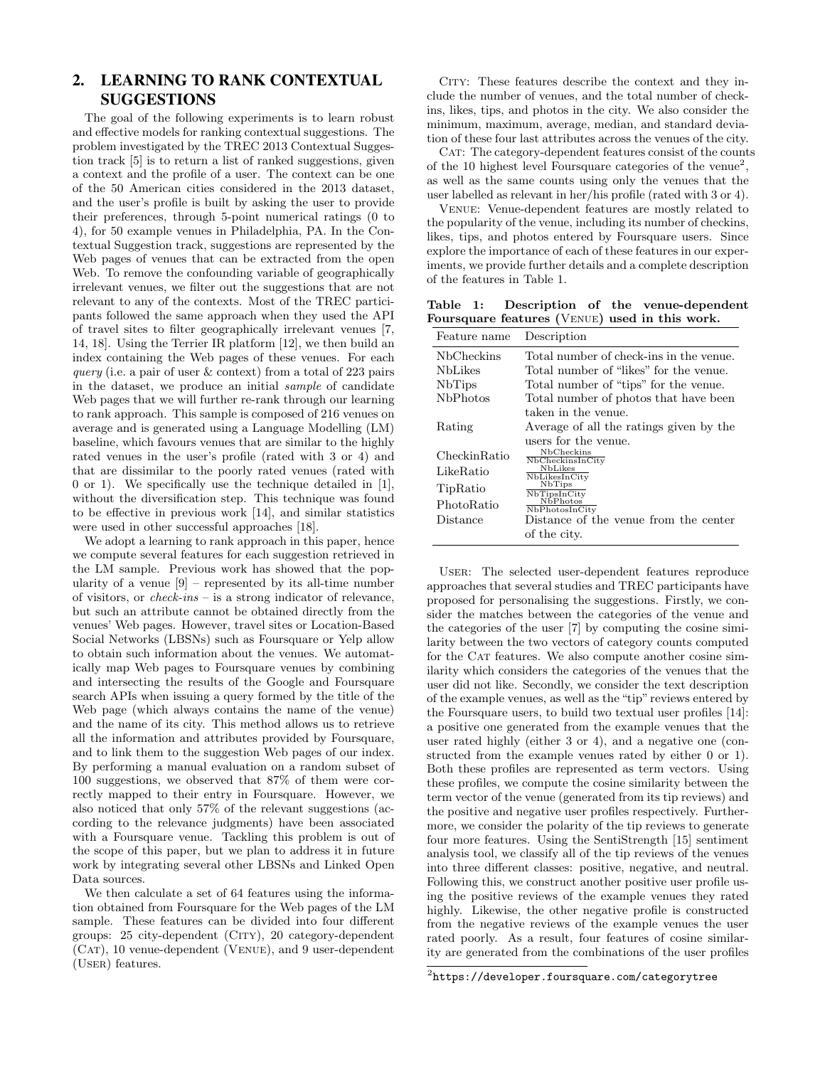## 2. LEARNING TO RANK CONTEXTUAL SUGGESTIONS

The goal of the following experiments is to learn robust and effective models for ranking contextual suggestions. The problem investigated by the TREC 2013 Contextual Suggestion track [5] is to return a list of ranked suggestions, given a context and the profile of a user. The context can be one of the 50 American cities considered in the 2013 dataset, and the user's profile is built by asking the user to provide their preferences, through 5-point numerical ratings (0 to 4), for 50 example venues in Philadelphia, PA. In the Contextual Suggestion track, suggestions are represented by the Web pages of venues that can be extracted from the open Web. To remove the confounding variable of geographically irrelevant venues, we filter out the suggestions that are not relevant to any of the contexts. Most of the TREC participants followed the same approach when they used the API of travel sites to filter geographically irrelevant venues [7, 14, 18]. Using the Terrier IR platform [12], we then build an index containing the Web pages of these venues. For each *query* (i.e. a pair of user & context) from a total of 223 pairs in the dataset, we produce an initial *sample* of candidate Web pages that we will further re-rank through our learning to rank approach. This sample is composed of 216 venues on average and is generated using a Language Modelling (LM) baseline, which favours venues that are similar to the highly rated venues in the user's profile (rated with 3 or 4) and that are dissimilar to the poorly rated venues (rated with 0 or 1). We specifically use the technique detailed in [1], without the diversification step. This technique was found to be effective in previous work [14], and similar statistics were used in other successful approaches [18].

We adopt a learning to rank approach in this paper, hence we compute several features for each suggestion retrieved in the LM sample. Previous work has showed that the popularity of a venue [9] – represented by its all-time number of visitors, or *check-ins* – is a strong indicator of relevance, but such an attribute cannot be obtained directly from the venues' Web pages. However, travel sites or Location-Based Social Networks (LBSNs) such as Foursquare or Yelp allow to obtain such information about the venues. We automatically map Web pages to Foursquare venues by combining and intersecting the results of the Google and Foursquare search APIs when issuing a query formed by the title of the Web page (which always contains the name of the venue) and the name of its city. This method allows us to retrieve all the information and attributes provided by Foursquare, and to link them to the suggestion Web pages of our index. By performing a manual evaluation on a random subset of 100 suggestions, we observed that 87% of them were correctly mapped to their entry in Foursquare. However, we also noticed that only 57% of the relevant suggestions (according to the relevance judgments) have been associated with a Foursquare venue. Tackling this problem is out of the scope of this paper, but we plan to address it in future work by integrating several other LBSNs and Linked Open Data sources.

We then calculate a set of 64 features using the information obtained from Foursquare for the Web pages of the LM sample. These features can be divided into four different groups: 25 city-dependent (CITY), 20 category-dependent (CAT), 10 venue-dependent (VENUE), and 9 user-dependent (USER) features.

CITY: These features describe the context and they include the number of venues, and the total number of checkins, likes, tips, and photos in the city. We also consider the minimum, maximum, average, median, and standard deviation of these four last attributes across the venues of the city.

CAT: The category-dependent features consist of the counts of the 10 highest level Foursquare categories of the venue[2], as well as the same counts using only the venues that the user labelled as relevant in her/his profile (rated with 3 or 4).

VENUE: Venue-dependent features are mostly related to the popularity of the venue, including its number of checkins, likes, tips, and photos entered by Foursquare users. Since explore the importance of each of these features in our experiments, we provide further details and a complete description of the features in Table 1.

**Table 1: Description of the venue-dependent Foursquare features (VENUE) used in this work.**

| Feature name | Description |
|---|---|
| NbCheckins | Total number of check-ins in the venue. |
| NbLikes | Total number of "likes" for the venue. |
| NbTips | Total number of "tips" for the venue. |
| NbPhotos | Total number of photos that have been taken in the venue. |
| Rating | Average of all the ratings given by the users for the venue. |
| CheckinRatio | $\frac{\text{NbCheckins}}{\text{NbCheckinsInCity}}$ |
| LikeRatio | $\frac{\text{NbLikes}}{\text{NbLikesInCity}}$ |
| TipRatio | $\frac{\text{NbTips}}{\text{NbTipsInCity}}$ |
| PhotoRatio | $\frac{\text{NbPhotos}}{\text{NbPhotosInCity}}$ |
| Distance | Distance of the venue from the center of the city. |

USER: The selected user-dependent features reproduce approaches that several studies and TREC participants have proposed for personalising the suggestions. Firstly, we consider the matches between the categories of the venue and the categories of the user [7] by computing the cosine similarity between the two vectors of category counts computed for the CAT features. We also compute another cosine similarity which considers the categories of the venues that the user did not like. Secondly, we consider the text description of the example venues, as well as the "tip" reviews entered by the Foursquare users, to build two textual user profiles [14]: a positive one generated from the example venues that the user rated highly (either 3 or 4), and a negative one (constructed from the example venues rated by either 0 or 1). Both these profiles are represented as term vectors. Using these profiles, we compute the cosine similarity between the term vector of the venue (generated from its tip reviews) and the positive and negative user profiles respectively. Furthermore, we consider the polarity of the tip reviews to generate four more features. Using the SentiStrength [15] sentiment analysis tool, we classify all of the tip reviews of the venues into three different classes: positive, negative, and neutral. Following this, we construct another positive user profile using the positive reviews of the example venues they rated highly. Likewise, the other negative profile is constructed from the negative reviews of the example venues the user rated poorly. As a result, four features of cosine similarity are generated from the combinations of the user profiles

[2] https://developer.foursquare.com/categorytree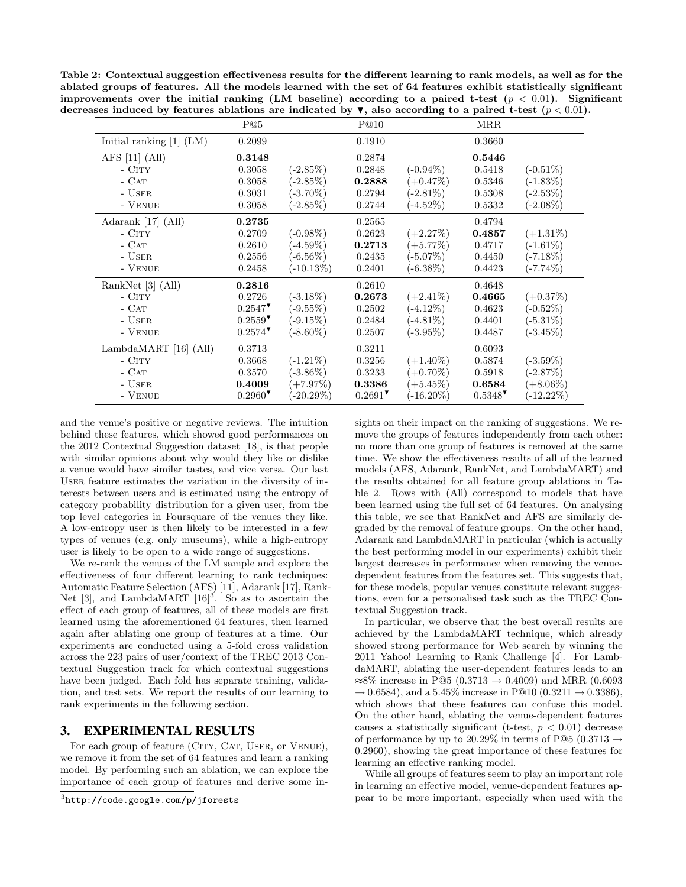**Table 2: Contextual suggestion effectiveness results for the different learning to rank models, as well as for the ablated groups of features. All the models learned with the set of 64 features exhibit statistically significant improvements over the initial ranking (LM baseline) according to a paired t-test ($p < 0.01$). Significant decreases induced by features ablations are indicated by ▼, also according to a paired t-test ($p < 0.01$).**

| | P@5 | | P@10 | | MRR | |
|---|---|---|---|---|---|---|
| Initial ranking [1] (LM) | 0.2099 | | 0.1910 | | 0.3660 | |
| AFS [11] (All) | **0.3148** | | 0.2874 | | **0.5446** | |
| - City | 0.3058 | (-2.85%) | 0.2848 | (-0.94%) | 0.5418 | (-0.51%) |
| - Cat | 0.3058 | (-2.85%) | **0.2888** | (+0.47%) | 0.5346 | (-1.83%) |
| - User | 0.3031 | (-3.70%) | 0.2794 | (-2.81%) | 0.5308 | (-2.53%) |
| - Venue | 0.3058 | (-2.85%) | 0.2744 | (-4.52%) | 0.5332 | (-2.08%) |
| Adarank [17] (All) | **0.2735** | | 0.2565 | | 0.4794 | |
| - City | 0.2709 | (-0.98%) | 0.2623 | (+2.27%) | **0.4857** | (+1.31%) |
| - Cat | 0.2610 | (-4.59%) | **0.2713** | (+5.77%) | 0.4717 | (-1.61%) |
| - User | 0.2556 | (-6.56%) | 0.2435 | (-5.07%) | 0.4450 | (-7.18%) |
| - Venue | 0.2458 | (-10.13%) | 0.2401 | (-6.38%) | 0.4423 | (-7.74%) |
| RankNet [3] (All) | **0.2816** | | 0.2610 | | 0.4648 | |
| - City | 0.2726 | (-3.18%) | **0.2673** | (+2.41%) | **0.4665** | (+0.37%) |
| - Cat | 0.2547▼ | (-9.55%) | 0.2502 | (-4.12%) | 0.4623 | (-0.52%) |
| - User | 0.2559▼ | (-9.15%) | 0.2484 | (-4.81%) | 0.4401 | (-5.31%) |
| - Venue | 0.2574▼ | (-8.60%) | 0.2507 | (-3.95%) | 0.4487 | (-3.45%) |
| LambdaMART [16] (All) | 0.3713 | | 0.3211 | | 0.6093 | |
| - City | 0.3668 | (-1.21%) | 0.3256 | (+1.40%) | 0.5874 | (-3.59%) |
| - Cat | 0.3570 | (-3.86%) | 0.3233 | (+0.70%) | 0.5918 | (-2.87%) |
| - User | **0.4009** | (+7.97%) | **0.3386** | (+5.45%) | **0.6584** | (+8.06%) |
| - Venue | 0.2960▼ | (-20.29%) | 0.2691▼ | (-16.20%) | 0.5348▼ | (-12.22%) |

and the venue's positive or negative reviews. The intuition behind these features, which showed good performances on the 2012 Contextual Suggestion dataset [18], is that people with similar opinions about why would they like or dislike a venue would have similar tastes, and vice versa. Our last User feature estimates the variation in the diversity of interests between users and is estimated using the entropy of category probability distribution for a given user, from the top level categories in Foursquare of the venues they like. A low-entropy user is then likely to be interested in a few types of venues (e.g. only museums), while a high-entropy user is likely to be open to a wide range of suggestions.

We re-rank the venues of the LM sample and explore the effectiveness of four different learning to rank techniques: Automatic Feature Selection (AFS) [11], Adarank [17], RankNet [3], and LambdaMART [16][3]. So as to ascertain the effect of each group of features, all of these models are first learned using the aforementioned 64 features, then learned again after ablating one group of features at a time. Our experiments are conducted using a 5-fold cross validation across the 223 pairs of user/context of the TREC 2013 Contextual Suggestion track for which contextual suggestions have been judged. Each fold has separate training, validation, and test sets. We report the results of our learning to rank experiments in the following section.

## 3. EXPERIMENTAL RESULTS

For each group of feature (City, Cat, User, or Venue), we remove it from the set of 64 features and learn a ranking model. By performing such an ablation, we can explore the importance of each group of features and derive some insights on their impact on the ranking of suggestions. We remove the groups of features independently from each other: no more than one group of features is removed at the same time. We show the effectiveness results of all of the learned models (AFS, Adarank, RankNet, and LambdaMART) and the results obtained for all feature group ablations in Table 2. Rows with (All) correspond to models that have been learned using the full set of 64 features. On analysing this table, we see that RankNet and AFS are similarly degraded by the removal of feature groups. On the other hand, Adarank and LambdaMART in particular (which is actually the best performing model in our experiments) exhibit their largest decreases in performance when removing the venue-dependent features from the features set. This suggests that, for these models, popular venues constitute relevant suggestions, even for a personalised task such as the TREC Contextual Suggestion track.

In particular, we observe that the best overall results are achieved by the LambdaMART technique, which already showed strong performance for Web search by winning the 2011 Yahoo! Learning to Rank Challenge [4]. For LambdaMART, ablating the user-dependent features leads to an $\approx$8% increase in P@5 ($0.3713 \rightarrow 0.4009$) and MRR ($0.6093 \rightarrow 0.6584$), and a 5.45% increase in P@10 ($0.3211 \rightarrow 0.3386$), which shows that these features can confuse this model. On the other hand, ablating the venue-dependent features causes a statistically significant (t-test, $p < 0.01$) decrease of performance by up to 20.29% in terms of P@5 ($0.3713 \rightarrow 0.2960$), showing the great importance of these features for learning an effective ranking model.

While all groups of features seem to play an important role in learning an effective model, venue-dependent features appear to be more important, especially when used with the

[3] http://code.google.com/p/jforests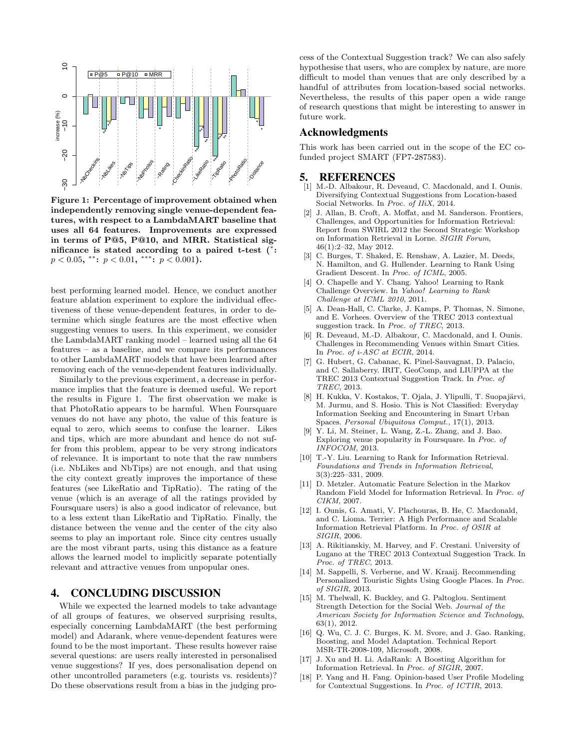10

0

−10

−20

−30

increase (%)

P@5 P@10 MRR

−NbCheckins

−NbLikes

−NbTips

−NbPhotos

−Rating

−CheckinRatio

−LikeRatio

−TipRatio

−PhotoRatio

−Distance

**Figure 1: Percentage of improvement obtained when independently removing single venue-dependent features, with respect to a LambdaMART baseline that uses all 64 features. Improvements are expressed in terms of P@5, P@10, and MRR. Statistical significance is stated according to a paired t-test (\*: $p < 0.05$, \*\*: $p < 0.01$, \*\*\*: $p < 0.001$).**

best performing learned model. Hence, we conduct another feature ablation experiment to explore the individual effectiveness of these venue-dependent features, in order to determine which single features are the most effective when suggesting venues to users. In this experiment, we consider the LambdaMART ranking model – learned using all the 64 features – as a baseline, and we compare its performances to other LambdaMART models that have been learned after removing each of the venue-dependent features individually.

Similarly to the previous experiment, a decrease in performance implies that the feature is deemed useful. We report the results in Figure 1. The first observation we make is that PhotoRatio appears to be harmful. When Foursquare venues do not have any photo, the value of this feature is equal to zero, which seems to confuse the learner. Likes and tips, which are more abundant and hence do not suffer from this problem, appear to be very strong indicators of relevance. It is important to note that the raw numbers (i.e. NbLikes and NbTips) are not enough, and that using the city context greatly improves the importance of these features (see LikeRatio and TipRatio). The rating of the venue (which is an average of all the ratings provided by Foursquare users) is also a good indicator of relevance, but to a less extent than LikeRatio and TipRatio. Finally, the distance between the venue and the center of the city also seems to play an important role. Since city centres usually are the most vibrant parts, using this distance as a feature allows the learned model to implicitly separate potentially relevant and attractive venues from unpopular ones.

# 4. CONCLUDING DISCUSSION

While we expected the learned models to take advantage of all groups of features, we observed surprising results, especially concerning LambdaMART (the best performing model) and Adarank, where venue-dependent features were found to be the most important. These results however raise several questions: are users really interested in personalised venue suggestions? If yes, does personalisation depend on other uncontrolled parameters (e.g. tourists vs. residents)? Do these observations result from a bias in the judging process of the Contextual Suggestion track? We can also safely hypothesise that users, who are complex by nature, are more difficult to model than venues that are only described by a handful of attributes from location-based social networks. Nevertheless, the results of this paper open a wide range of research questions that might be interesting to answer in future work.

## Acknowledgments

This work has been carried out in the scope of the EC co-funded project SMART (FP7-287583).

# 5. REFERENCES

[1] M.-D. Albakour, R. Deveaud, C. Macdonald, and I. Ounis. Diversifying Contextual Suggestions from Location-based Social Networks. In *Proc. of IIiX*, 2014.

[2] J. Allan, B. Croft, A. Moffat, and M. Sanderson. Frontiers, Challenges, and Opportunities for Information Retrieval: Report from SWIRL 2012 the Second Strategic Workshop on Information Retrieval in Lorne. *SIGIR Forum*, 46(1):2–32, May 2012.

[3] C. Burges, T. Shaked, E. Renshaw, A. Lazier, M. Deeds, N. Hamilton, and G. Hullender. Learning to Rank Using Gradient Descent. In *Proc. of ICML*, 2005.

[4] O. Chapelle and Y. Chang. Yahoo! Learning to Rank Challenge Overview. In *Yahoo! Learning to Rank Challenge at ICML 2010*, 2011.

[5] A. Dean-Hall, C. Clarke, J. Kamps, P. Thomas, N. Simone, and E. Vorhees. Overview of the TREC 2013 contextual suggestion track. In *Proc. of TREC*, 2013.

[6] R. Deveaud, M.-D. Albakour, C. Macdonald, and I. Ounis. Challenges in Recommending Venues within Smart Cities. In *Proc. of i-ASC at ECIR*, 2014.

[7] G. Hubert, G. Cabanac, K. Pinel-Sauvagnat, D. Palacio, and C. Sallaberry. IRIT, GeoComp, and LIUPPA at the TREC 2013 Contextual Suggestion Track. In *Proc. of TREC*, 2013.

[8] H. Kukka, V. Kostakos, T. Ojala, J. Ylipulli, T. Suopajärvi, M. Jurmu, and S. Hosio. This is Not Classified: Everyday Information Seeking and Encountering in Smart Urban Spaces. *Personal Ubiquitous Comput.*, 17(1), 2013.

[9] Y. Li, M. Steiner, L. Wang, Z.-L. Zhang, and J. Bao. Exploring venue popularity in Foursquare. In *Proc. of INFOCOM*, 2013.

[10] T.-Y. Liu. Learning to Rank for Information Retrieval. *Foundations and Trends in Information Retrieval*, 3(3):225–331, 2009.

[11] D. Metzler. Automatic Feature Selection in the Markov Random Field Model for Information Retrieval. In *Proc. of CIKM*, 2007.

[12] I. Ounis, G. Amati, V. Plachouras, B. He, C. Macdonald, and C. Lioma. Terrier: A High Performance and Scalable Information Retrieval Platform. In *Proc. of OSIR at SIGIR*, 2006.

[13] A. Rikitianskiy, M. Harvey, and F. Crestani. University of Lugano at the TREC 2013 Contextual Suggestion Track. In *Proc. of TREC*, 2013.

[14] M. Sappelli, S. Verberne, and W. Kraaij. Recommending Personalized Touristic Sights Using Google Places. In *Proc. of SIGIR*, 2013.

[15] M. Thelwall, K. Buckley, and G. Paltoglou. Sentiment Strength Detection for the Social Web. *Journal of the American Society for Information Science and Technology*, 63(1), 2012.

[16] Q. Wu, C. J. C. Burges, K. M. Svore, and J. Gao. Ranking, Boosting, and Model Adaptation. Technical Report MSR-TR-2008-109, Microsoft, 2008.

[17] J. Xu and H. Li. AdaRank: A Boosting Algorithm for Information Retrieval. In *Proc. of SIGIR*, 2007.

[18] P. Yang and H. Fang. Opinion-based User Profile Modeling for Contextual Suggestions. In *Proc. of ICTIR*, 2013.